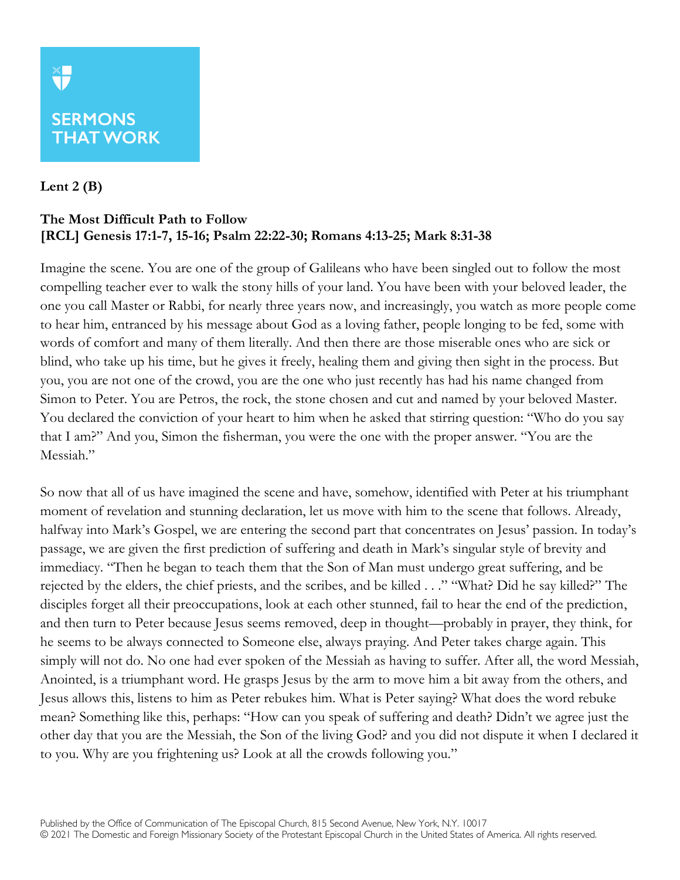SERMONS THAT WORK

**Lent 2 (B)**

**The Most Difficult Path to Follow**
**[RCL] Genesis 17:1-7, 15-16; Psalm 22:22-30; Romans 4:13-25; Mark 8:31-38**

Imagine the scene. You are one of the group of Galileans who have been singled out to follow the most compelling teacher ever to walk the stony hills of your land. You have been with your beloved leader, the one you call Master or Rabbi, for nearly three years now, and increasingly, you watch as more people come to hear him, entranced by his message about God as a loving father, people longing to be fed, some with words of comfort and many of them literally. And then there are those miserable ones who are sick or blind, who take up his time, but he gives it freely, healing them and giving then sight in the process. But you, you are not one of the crowd, you are the one who just recently has had his name changed from Simon to Peter. You are Petros, the rock, the stone chosen and cut and named by your beloved Master. You declared the conviction of your heart to him when he asked that stirring question: "Who do you say that I am?" And you, Simon the fisherman, you were the one with the proper answer. "You are the Messiah."

So now that all of us have imagined the scene and have, somehow, identified with Peter at his triumphant moment of revelation and stunning declaration, let us move with him to the scene that follows. Already, halfway into Mark's Gospel, we are entering the second part that concentrates on Jesus' passion. In today's passage, we are given the first prediction of suffering and death in Mark's singular style of brevity and immediacy. "Then he began to teach them that the Son of Man must undergo great suffering, and be rejected by the elders, the chief priests, and the scribes, and be killed . . ." "What? Did he say killed?" The disciples forget all their preoccupations, look at each other stunned, fail to hear the end of the prediction, and then turn to Peter because Jesus seems removed, deep in thought—probably in prayer, they think, for he seems to be always connected to Someone else, always praying. And Peter takes charge again. This simply will not do. No one had ever spoken of the Messiah as having to suffer. After all, the word Messiah, Anointed, is a triumphant word. He grasps Jesus by the arm to move him a bit away from the others, and Jesus allows this, listens to him as Peter rebukes him. What is Peter saying? What does the word rebuke mean? Something like this, perhaps: "How can you speak of suffering and death? Didn't we agree just the other day that you are the Messiah, the Son of the living God? and you did not dispute it when I declared it to you. Why are you frightening us? Look at all the crowds following you."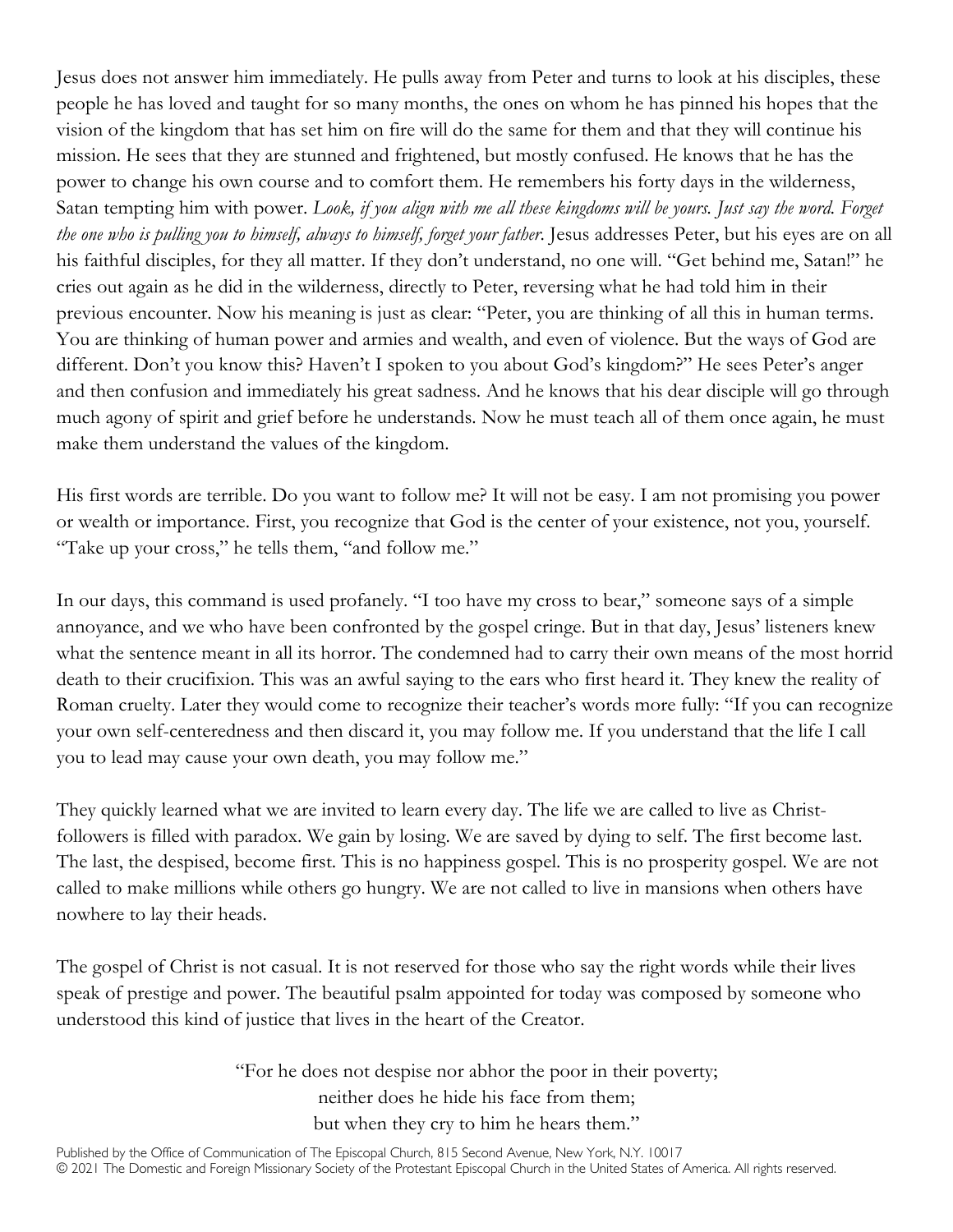Jesus does not answer him immediately. He pulls away from Peter and turns to look at his disciples, these people he has loved and taught for so many months, the ones on whom he has pinned his hopes that the vision of the kingdom that has set him on fire will do the same for them and that they will continue his mission. He sees that they are stunned and frightened, but mostly confused. He knows that he has the power to change his own course and to comfort them. He remembers his forty days in the wilderness, Satan tempting him with power. *Look, if you align with me all these kingdoms will be yours. Just say the word. Forget the one who is pulling you to himself, always to himself, forget your father.* Jesus addresses Peter, but his eyes are on all his faithful disciples, for they all matter. If they don't understand, no one will. "Get behind me, Satan!" he cries out again as he did in the wilderness, directly to Peter, reversing what he had told him in their previous encounter. Now his meaning is just as clear: "Peter, you are thinking of all this in human terms. You are thinking of human power and armies and wealth, and even of violence. But the ways of God are different. Don't you know this? Haven't I spoken to you about God's kingdom?" He sees Peter's anger and then confusion and immediately his great sadness. And he knows that his dear disciple will go through much agony of spirit and grief before he understands. Now he must teach all of them once again, he must make them understand the values of the kingdom.

His first words are terrible. Do you want to follow me? It will not be easy. I am not promising you power or wealth or importance. First, you recognize that God is the center of your existence, not you, yourself. "Take up your cross," he tells them, "and follow me."

In our days, this command is used profanely. "I too have my cross to bear," someone says of a simple annoyance, and we who have been confronted by the gospel cringe. But in that day, Jesus' listeners knew what the sentence meant in all its horror. The condemned had to carry their own means of the most horrid death to their crucifixion. This was an awful saying to the ears who first heard it. They knew the reality of Roman cruelty. Later they would come to recognize their teacher's words more fully: "If you can recognize your own self-centeredness and then discard it, you may follow me. If you understand that the life I call you to lead may cause your own death, you may follow me."

They quickly learned what we are invited to learn every day. The life we are called to live as Christ-followers is filled with paradox. We gain by losing. We are saved by dying to self. The first become last. The last, the despised, become first. This is no happiness gospel. This is no prosperity gospel. We are not called to make millions while others go hungry. We are not called to live in mansions when others have nowhere to lay their heads.

The gospel of Christ is not casual. It is not reserved for those who say the right words while their lives speak of prestige and power. The beautiful psalm appointed for today was composed by someone who understood this kind of justice that lives in the heart of the Creator.

> "For he does not despise nor abhor the poor in their poverty;
> neither does he hide his face from them;
> but when they cry to him he hears them."

Published by the Office of Communication of The Episcopal Church, 815 Second Avenue, New York, N.Y. 10017
© 2021 The Domestic and Foreign Missionary Society of the Protestant Episcopal Church in the United States of America. All rights reserved.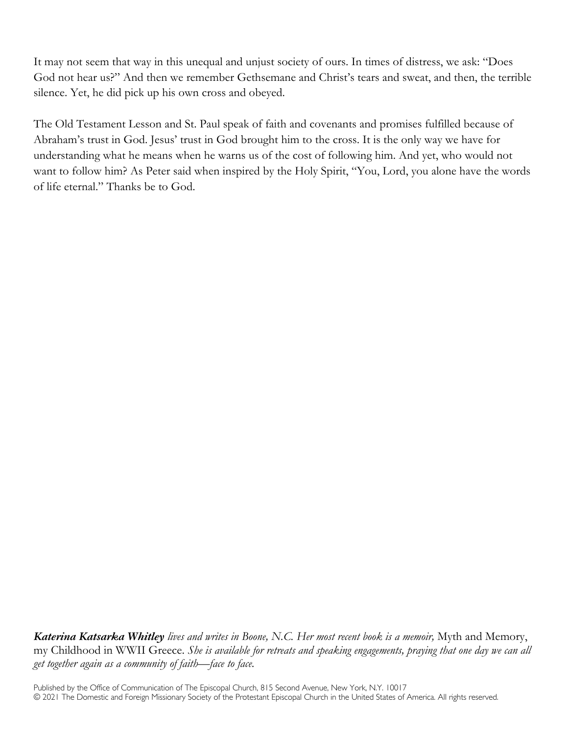It may not seem that way in this unequal and unjust society of ours. In times of distress, we ask: "Does God not hear us?" And then we remember Gethsemane and Christ's tears and sweat, and then, the terrible silence. Yet, he did pick up his own cross and obeyed.

The Old Testament Lesson and St. Paul speak of faith and covenants and promises fulfilled because of Abraham's trust in God. Jesus' trust in God brought him to the cross. It is the only way we have for understanding what he means when he warns us of the cost of following him. And yet, who would not want to follow him? As Peter said when inspired by the Holy Spirit, "You, Lord, you alone have the words of life eternal." Thanks be to God.

***Katerina Katsarka Whitley*** *lives and writes in Boone, N.C. Her most recent book is a memoir,* Myth and Memory, my Childhood in WWII Greece. *She is available for retreats and speaking engagements, praying that one day we can all get together again as a community of faith—face to face.*

Published by the Office of Communication of The Episcopal Church, 815 Second Avenue, New York, N.Y. 10017
© 2021 The Domestic and Foreign Missionary Society of the Protestant Episcopal Church in the United States of America. All rights reserved.